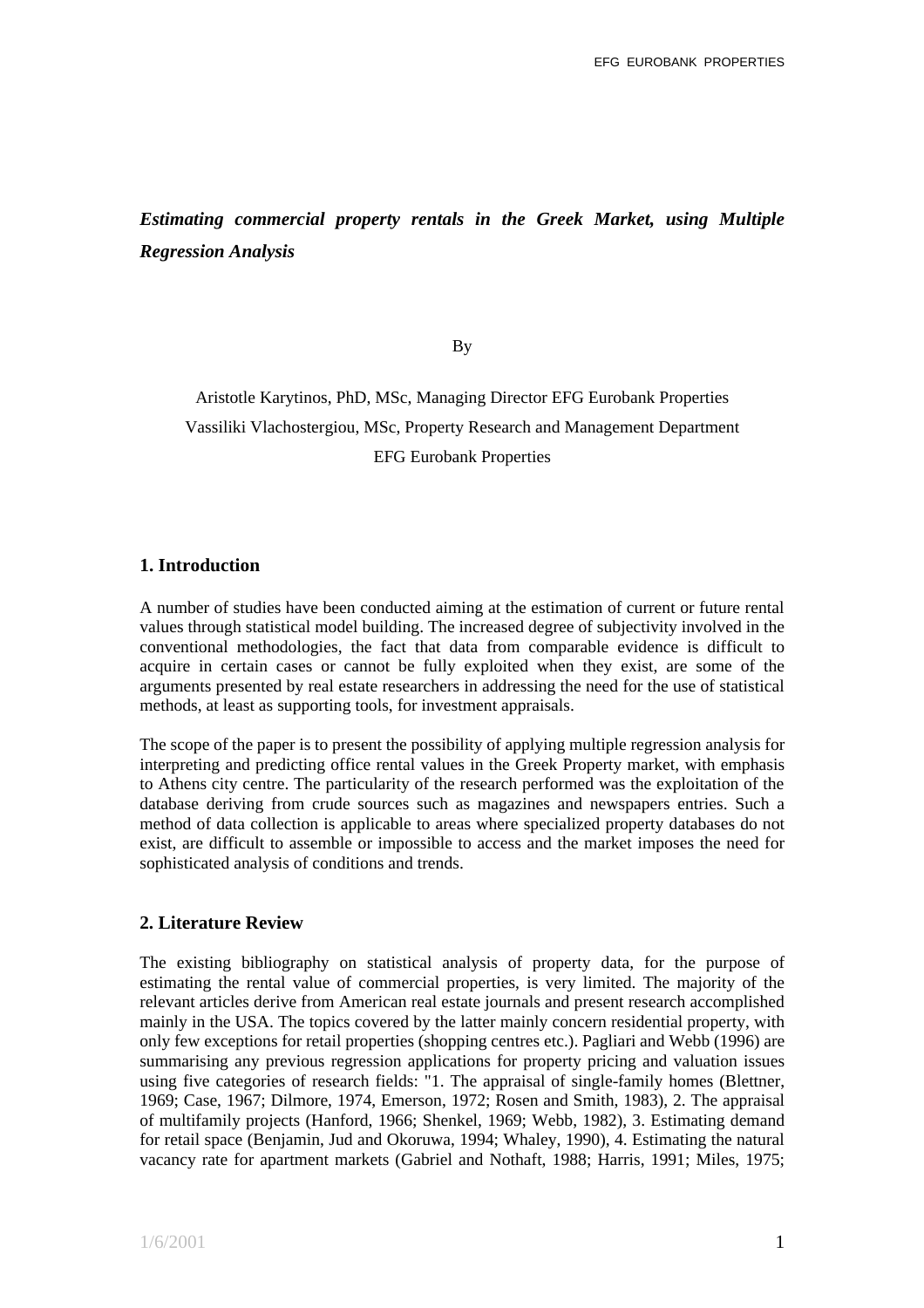***Estimating commercial property rentals in the Greek Market, using Multiple Regression Analysis***

By

Aristotle Karytinos, PhD, MSc, Managing Director EFG Eurobank Properties
Vassiliki Vlachostergiou, MSc, Property Research and Management Department
EFG Eurobank Properties

## 1. Introduction

A number of studies have been conducted aiming at the estimation of current or future rental values through statistical model building. The increased degree of subjectivity involved in the conventional methodologies, the fact that data from comparable evidence is difficult to acquire in certain cases or cannot be fully exploited when they exist, are some of the arguments presented by real estate researchers in addressing the need for the use of statistical methods, at least as supporting tools, for investment appraisals.

The scope of the paper is to present the possibility of applying multiple regression analysis for interpreting and predicting office rental values in the Greek Property market, with emphasis to Athens city centre. The particularity of the research performed was the exploitation of the database deriving from crude sources such as magazines and newspapers entries. Such a method of data collection is applicable to areas where specialized property databases do not exist, are difficult to assemble or impossible to access and the market imposes the need for sophisticated analysis of conditions and trends.

## 2. Literature Review

The existing bibliography on statistical analysis of property data, for the purpose of estimating the rental value of commercial properties, is very limited. The majority of the relevant articles derive from American real estate journals and present research accomplished mainly in the USA. The topics covered by the latter mainly concern residential property, with only few exceptions for retail properties (shopping centres etc.). Pagliari and Webb (1996) are summarising any previous regression applications for property pricing and valuation issues using five categories of research fields: "1. The appraisal of single-family homes (Blettner, 1969; Case, 1967; Dilmore, 1974, Emerson, 1972; Rosen and Smith, 1983), 2. The appraisal of multifamily projects (Hanford, 1966; Shenkel, 1969; Webb, 1982), 3. Estimating demand for retail space (Benjamin, Jud and Okoruwa, 1994; Whaley, 1990), 4. Estimating the natural vacancy rate for apartment markets (Gabriel and Nothaft, 1988; Harris, 1991; Miles, 1975;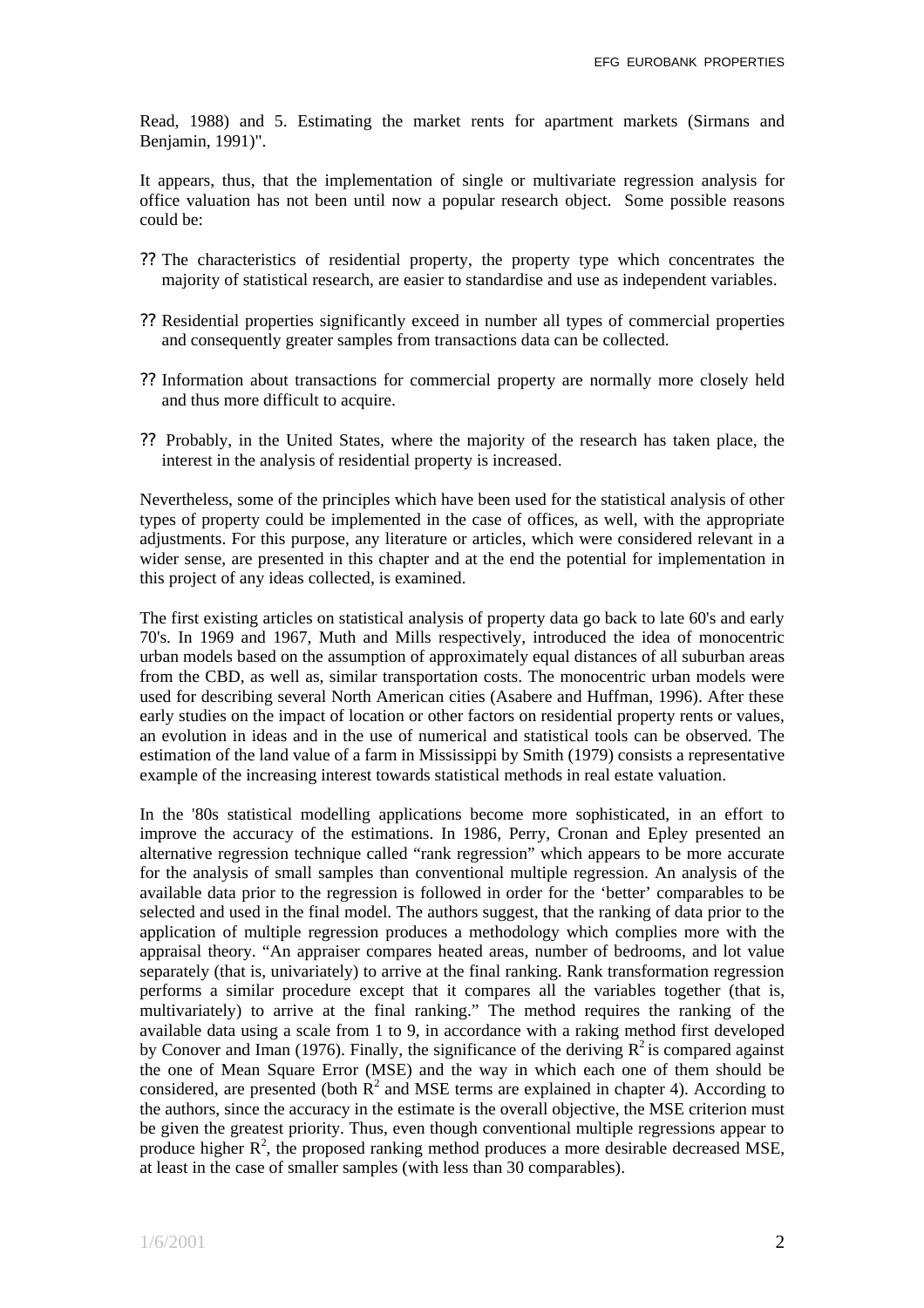Read, 1988) and 5. Estimating the market rents for apartment markets (Sirmans and Benjamin, 1991)".

It appears, thus, that the implementation of single or multivariate regression analysis for office valuation has not been until now a popular research object. Some possible reasons could be:

- The characteristics of residential property, the property type which concentrates the majority of statistical research, are easier to standardise and use as independent variables.
- Residential properties significantly exceed in number all types of commercial properties and consequently greater samples from transactions data can be collected.
- Information about transactions for commercial property are normally more closely held and thus more difficult to acquire.
- Probably, in the United States, where the majority of the research has taken place, the interest in the analysis of residential property is increased.

Nevertheless, some of the principles which have been used for the statistical analysis of other types of property could be implemented in the case of offices, as well, with the appropriate adjustments. For this purpose, any literature or articles, which were considered relevant in a wider sense, are presented in this chapter and at the end the potential for implementation in this project of any ideas collected, is examined.

The first existing articles on statistical analysis of property data go back to late 60's and early 70's. In 1969 and 1967, Muth and Mills respectively, introduced the idea of monocentric urban models based on the assumption of approximately equal distances of all suburban areas from the CBD, as well as, similar transportation costs. The monocentric urban models were used for describing several North American cities (Asabere and Huffman, 1996). After these early studies on the impact of location or other factors on residential property rents or values, an evolution in ideas and in the use of numerical and statistical tools can be observed. The estimation of the land value of a farm in Mississippi by Smith (1979) consists a representative example of the increasing interest towards statistical methods in real estate valuation.

In the '80s statistical modelling applications become more sophisticated, in an effort to improve the accuracy of the estimations. In 1986, Perry, Cronan and Epley presented an alternative regression technique called "rank regression" which appears to be more accurate for the analysis of small samples than conventional multiple regression. An analysis of the available data prior to the regression is followed in order for the 'better' comparables to be selected and used in the final model. The authors suggest, that the ranking of data prior to the application of multiple regression produces a methodology which complies more with the appraisal theory. "An appraiser compares heated areas, number of bedrooms, and lot value separately (that is, univariately) to arrive at the final ranking. Rank transformation regression performs a similar procedure except that it compares all the variables together (that is, multivariately) to arrive at the final ranking." The method requires the ranking of the available data using a scale from 1 to 9, in accordance with a raking method first developed by Conover and Iman (1976). Finally, the significance of the deriving $R^2$ is compared against the one of Mean Square Error (MSE) and the way in which each one of them should be considered, are presented (both $R^2$ and MSE terms are explained in chapter 4). According to the authors, since the accuracy in the estimate is the overall objective, the MSE criterion must be given the greatest priority. Thus, even though conventional multiple regressions appear to produce higher $R^2$, the proposed ranking method produces a more desirable decreased MSE, at least in the case of smaller samples (with less than 30 comparables).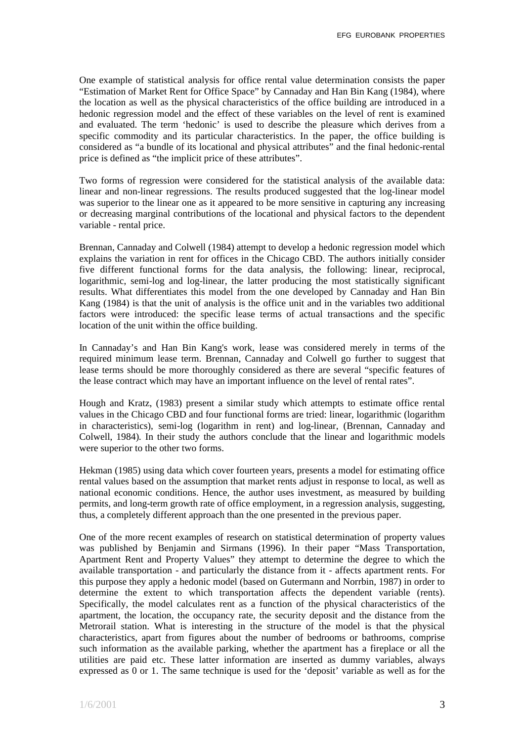One example of statistical analysis for office rental value determination consists the paper "Estimation of Market Rent for Office Space" by Cannaday and Han Bin Kang (1984), where the location as well as the physical characteristics of the office building are introduced in a hedonic regression model and the effect of these variables on the level of rent is examined and evaluated. The term 'hedonic' is used to describe the pleasure which derives from a specific commodity and its particular characteristics. In the paper, the office building is considered as "a bundle of its locational and physical attributes" and the final hedonic-rental price is defined as "the implicit price of these attributes".

Two forms of regression were considered for the statistical analysis of the available data: linear and non-linear regressions. The results produced suggested that the log-linear model was superior to the linear one as it appeared to be more sensitive in capturing any increasing or decreasing marginal contributions of the locational and physical factors to the dependent variable - rental price.

Brennan, Cannaday and Colwell (1984) attempt to develop a hedonic regression model which explains the variation in rent for offices in the Chicago CBD. The authors initially consider five different functional forms for the data analysis, the following: linear, reciprocal, logarithmic, semi-log and log-linear, the latter producing the most statistically significant results. What differentiates this model from the one developed by Cannaday and Han Bin Kang (1984) is that the unit of analysis is the office unit and in the variables two additional factors were introduced: the specific lease terms of actual transactions and the specific location of the unit within the office building.

In Cannaday's and Han Bin Kang's work, lease was considered merely in terms of the required minimum lease term. Brennan, Cannaday and Colwell go further to suggest that lease terms should be more thoroughly considered as there are several "specific features of the lease contract which may have an important influence on the level of rental rates".

Hough and Kratz, (1983) present a similar study which attempts to estimate office rental values in the Chicago CBD and four functional forms are tried: linear, logarithmic (logarithm in characteristics), semi-log (logarithm in rent) and log-linear, (Brennan, Cannaday and Colwell, 1984). In their study the authors conclude that the linear and logarithmic models were superior to the other two forms.

Hekman (1985) using data which cover fourteen years, presents a model for estimating office rental values based on the assumption that market rents adjust in response to local, as well as national economic conditions. Hence, the author uses investment, as measured by building permits, and long-term growth rate of office employment, in a regression analysis, suggesting, thus, a completely different approach than the one presented in the previous paper.

One of the more recent examples of research on statistical determination of property values was published by Benjamin and Sirmans (1996). In their paper "Mass Transportation, Apartment Rent and Property Values" they attempt to determine the degree to which the available transportation - and particularly the distance from it - affects apartment rents. For this purpose they apply a hedonic model (based on Gutermann and Norrbin, 1987) in order to determine the extent to which transportation affects the dependent variable (rents). Specifically, the model calculates rent as a function of the physical characteristics of the apartment, the location, the occupancy rate, the security deposit and the distance from the Metrorail station. What is interesting in the structure of the model is that the physical characteristics, apart from figures about the number of bedrooms or bathrooms, comprise such information as the available parking, whether the apartment has a fireplace or all the utilities are paid etc. These latter information are inserted as dummy variables, always expressed as 0 or 1. The same technique is used for the 'deposit' variable as well as for the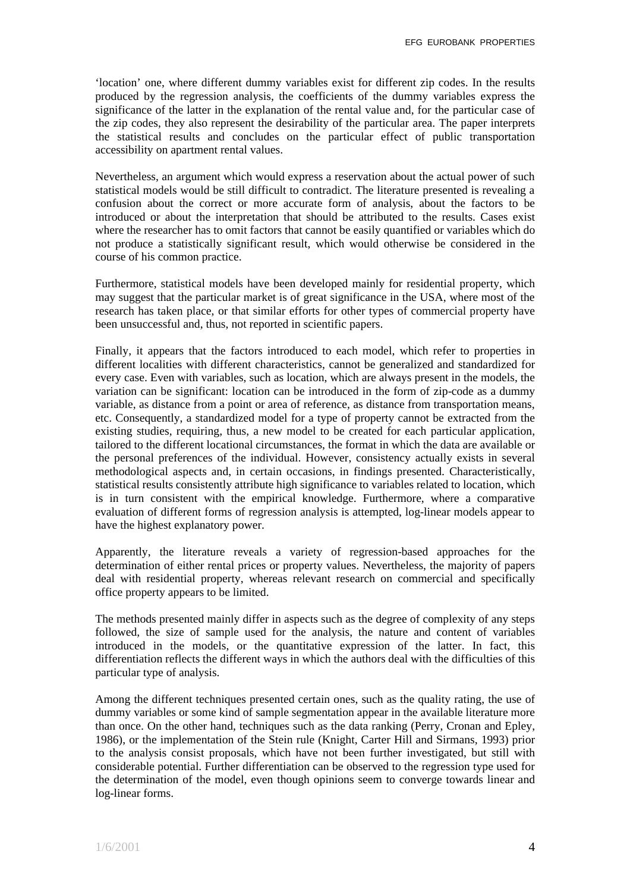'location' one, where different dummy variables exist for different zip codes. In the results produced by the regression analysis, the coefficients of the dummy variables express the significance of the latter in the explanation of the rental value and, for the particular case of the zip codes, they also represent the desirability of the particular area. The paper interprets the statistical results and concludes on the particular effect of public transportation accessibility on apartment rental values.

Nevertheless, an argument which would express a reservation about the actual power of such statistical models would be still difficult to contradict. The literature presented is revealing a confusion about the correct or more accurate form of analysis, about the factors to be introduced or about the interpretation that should be attributed to the results. Cases exist where the researcher has to omit factors that cannot be easily quantified or variables which do not produce a statistically significant result, which would otherwise be considered in the course of his common practice.

Furthermore, statistical models have been developed mainly for residential property, which may suggest that the particular market is of great significance in the USA, where most of the research has taken place, or that similar efforts for other types of commercial property have been unsuccessful and, thus, not reported in scientific papers.

Finally, it appears that the factors introduced to each model, which refer to properties in different localities with different characteristics, cannot be generalized and standardized for every case. Even with variables, such as location, which are always present in the models, the variation can be significant: location can be introduced in the form of zip-code as a dummy variable, as distance from a point or area of reference, as distance from transportation means, etc. Consequently, a standardized model for a type of property cannot be extracted from the existing studies, requiring, thus, a new model to be created for each particular application, tailored to the different locational circumstances, the format in which the data are available or the personal preferences of the individual. However, consistency actually exists in several methodological aspects and, in certain occasions, in findings presented. Characteristically, statistical results consistently attribute high significance to variables related to location, which is in turn consistent with the empirical knowledge. Furthermore, where a comparative evaluation of different forms of regression analysis is attempted, log-linear models appear to have the highest explanatory power.

Apparently, the literature reveals a variety of regression-based approaches for the determination of either rental prices or property values. Nevertheless, the majority of papers deal with residential property, whereas relevant research on commercial and specifically office property appears to be limited.

The methods presented mainly differ in aspects such as the degree of complexity of any steps followed, the size of sample used for the analysis, the nature and content of variables introduced in the models, or the quantitative expression of the latter. In fact, this differentiation reflects the different ways in which the authors deal with the difficulties of this particular type of analysis.

Among the different techniques presented certain ones, such as the quality rating, the use of dummy variables or some kind of sample segmentation appear in the available literature more than once. On the other hand, techniques such as the data ranking (Perry, Cronan and Epley, 1986), or the implementation of the Stein rule (Knight, Carter Hill and Sirmans, 1993) prior to the analysis consist proposals, which have not been further investigated, but still with considerable potential. Further differentiation can be observed to the regression type used for the determination of the model, even though opinions seem to converge towards linear and log-linear forms.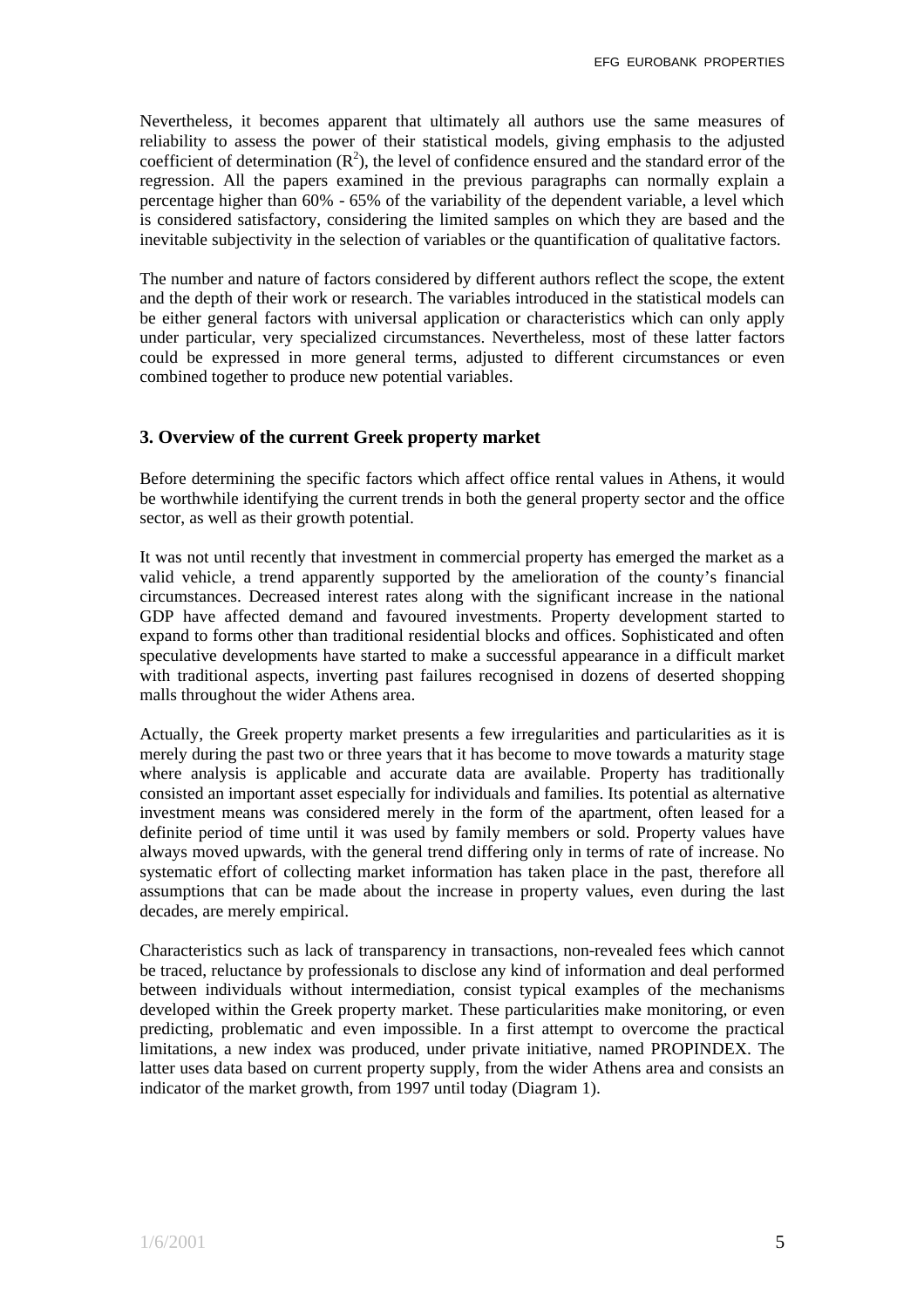Nevertheless, it becomes apparent that ultimately all authors use the same measures of reliability to assess the power of their statistical models, giving emphasis to the adjusted coefficient of determination ($R^2$), the level of confidence ensured and the standard error of the regression. All the papers examined in the previous paragraphs can normally explain a percentage higher than 60% - 65% of the variability of the dependent variable, a level which is considered satisfactory, considering the limited samples on which they are based and the inevitable subjectivity in the selection of variables or the quantification of qualitative factors.

The number and nature of factors considered by different authors reflect the scope, the extent and the depth of their work or research. The variables introduced in the statistical models can be either general factors with universal application or characteristics which can only apply under particular, very specialized circumstances. Nevertheless, most of these latter factors could be expressed in more general terms, adjusted to different circumstances or even combined together to produce new potential variables.

### 3. Overview of the current Greek property market

Before determining the specific factors which affect office rental values in Athens, it would be worthwhile identifying the current trends in both the general property sector and the office sector, as well as their growth potential.

It was not until recently that investment in commercial property has emerged the market as a valid vehicle, a trend apparently supported by the amelioration of the county's financial circumstances. Decreased interest rates along with the significant increase in the national GDP have affected demand and favoured investments. Property development started to expand to forms other than traditional residential blocks and offices. Sophisticated and often speculative developments have started to make a successful appearance in a difficult market with traditional aspects, inverting past failures recognised in dozens of deserted shopping malls throughout the wider Athens area.

Actually, the Greek property market presents a few irregularities and particularities as it is merely during the past two or three years that it has become to move towards a maturity stage where analysis is applicable and accurate data are available. Property has traditionally consisted an important asset especially for individuals and families. Its potential as alternative investment means was considered merely in the form of the apartment, often leased for a definite period of time until it was used by family members or sold. Property values have always moved upwards, with the general trend differing only in terms of rate of increase. No systematic effort of collecting market information has taken place in the past, therefore all assumptions that can be made about the increase in property values, even during the last decades, are merely empirical.

Characteristics such as lack of transparency in transactions, non-revealed fees which cannot be traced, reluctance by professionals to disclose any kind of information and deal performed between individuals without intermediation, consist typical examples of the mechanisms developed within the Greek property market. These particularities make monitoring, or even predicting, problematic and even impossible. In a first attempt to overcome the practical limitations, a new index was produced, under private initiative, named PROPINDEX. The latter uses data based on current property supply, from the wider Athens area and consists an indicator of the market growth, from 1997 until today (Diagram 1).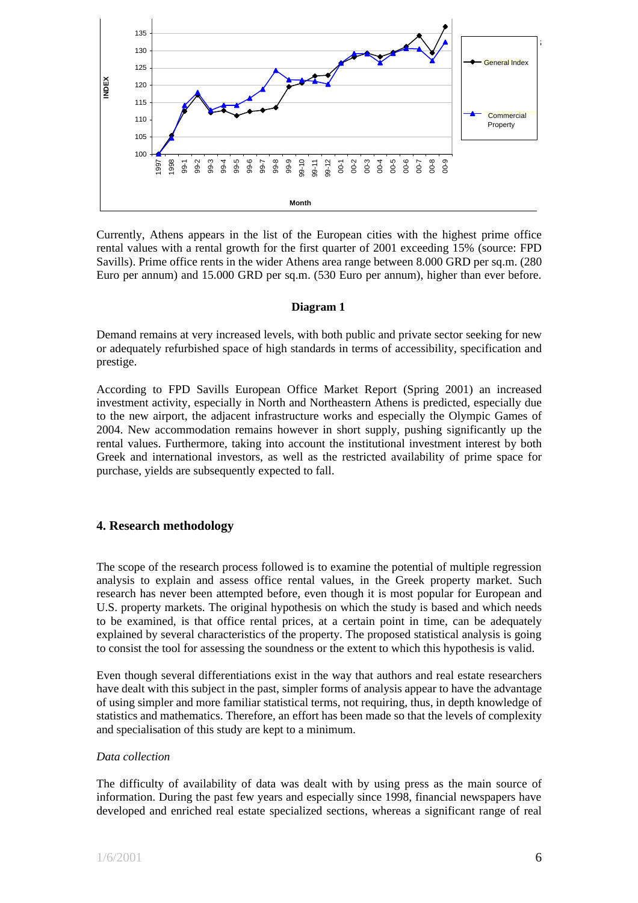Currently, Athens appears in the list of the European cities with the highest prime office rental values with a rental growth for the first quarter of 2001 exceeding 15% (source: FPD Savills). Prime office rents in the wider Athens area range between 8.000 GRD per sq.m. (280 Euro per annum) and 15.000 GRD per sq.m. (530 Euro per annum), higher than ever before.

**Diagram 1**

Demand remains at very increased levels, with both public and private sector seeking for new or adequately refurbished space of high standards in terms of accessibility, specification and prestige.

According to FPD Savills European Office Market Report (Spring 2001) an increased investment activity, especially in North and Northeastern Athens is predicted, especially due to the new airport, the adjacent infrastructure works and especially the Olympic Games of 2004. New accommodation remains however in short supply, pushing significantly up the rental values. Furthermore, taking into account the institutional investment interest by both Greek and international investors, as well as the restricted availability of prime space for purchase, yields are subsequently expected to fall.

## 4. Research methodology

The scope of the research process followed is to examine the potential of multiple regression analysis to explain and assess office rental values, in the Greek property market. Such research has never been attempted before, even though it is most popular for European and U.S. property markets. The original hypothesis on which the study is based and which needs to be examined, is that office rental prices, at a certain point in time, can be adequately explained by several characteristics of the property. The proposed statistical analysis is going to consist the tool for assessing the soundness or the extent to which this hypothesis is valid.

Even though several differentiations exist in the way that authors and real estate researchers have dealt with this subject in the past, simpler forms of analysis appear to have the advantage of using simpler and more familiar statistical terms, not requiring, thus, in depth knowledge of statistics and mathematics. Therefore, an effort has been made so that the levels of complexity and specialisation of this study are kept to a minimum.

*Data collection*

The difficulty of availability of data was dealt with by using press as the main source of information. During the past few years and especially since 1998, financial newspapers have developed and enriched real estate specialized sections, whereas a significant range of real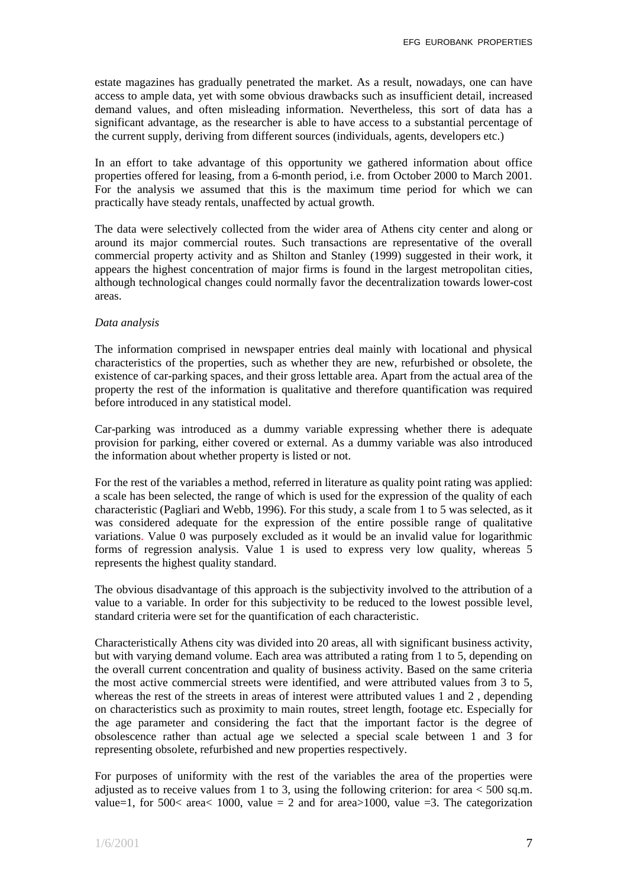estate magazines has gradually penetrated the market. As a result, nowadays, one can have access to ample data, yet with some obvious drawbacks such as insufficient detail, increased demand values, and often misleading information. Nevertheless, this sort of data has a significant advantage, as the researcher is able to have access to a substantial percentage of the current supply, deriving from different sources (individuals, agents, developers etc.)

In an effort to take advantage of this opportunity we gathered information about office properties offered for leasing, from a 6-month period, i.e. from October 2000 to March 2001. For the analysis we assumed that this is the maximum time period for which we can practically have steady rentals, unaffected by actual growth.

The data were selectively collected from the wider area of Athens city center and along or around its major commercial routes. Such transactions are representative of the overall commercial property activity and as Shilton and Stanley (1999) suggested in their work, it appears the highest concentration of major firms is found in the largest metropolitan cities, although technological changes could normally favor the decentralization towards lower-cost areas.

*Data analysis*

The information comprised in newspaper entries deal mainly with locational and physical characteristics of the properties, such as whether they are new, refurbished or obsolete, the existence of car-parking spaces, and their gross lettable area. Apart from the actual area of the property the rest of the information is qualitative and therefore quantification was required before introduced in any statistical model.

Car-parking was introduced as a dummy variable expressing whether there is adequate provision for parking, either covered or external. As a dummy variable was also introduced the information about whether property is listed or not.

For the rest of the variables a method, referred in literature as quality point rating was applied: a scale has been selected, the range of which is used for the expression of the quality of each characteristic (Pagliari and Webb, 1996). For this study, a scale from 1 to 5 was selected, as it was considered adequate for the expression of the entire possible range of qualitative variations. Value 0 was purposely excluded as it would be an invalid value for logarithmic forms of regression analysis. Value 1 is used to express very low quality, whereas 5 represents the highest quality standard.

The obvious disadvantage of this approach is the subjectivity involved to the attribution of a value to a variable. In order for this subjectivity to be reduced to the lowest possible level, standard criteria were set for the quantification of each characteristic.

Characteristically Athens city was divided into 20 areas, all with significant business activity, but with varying demand volume. Each area was attributed a rating from 1 to 5, depending on the overall current concentration and quality of business activity. Based on the same criteria the most active commercial streets were identified, and were attributed values from 3 to 5, whereas the rest of the streets in areas of interest were attributed values 1 and 2 , depending on characteristics such as proximity to main routes, street length, footage etc. Especially for the age parameter and considering the fact that the important factor is the degree of obsolescence rather than actual age we selected a special scale between 1 and 3 for representing obsolete, refurbished and new properties respectively.

For purposes of uniformity with the rest of the variables the area of the properties were adjusted as to receive values from 1 to 3, using the following criterion: for area < 500 sq.m. value=1, for 500< area< 1000, value = 2 and for area>1000, value =3. The categorization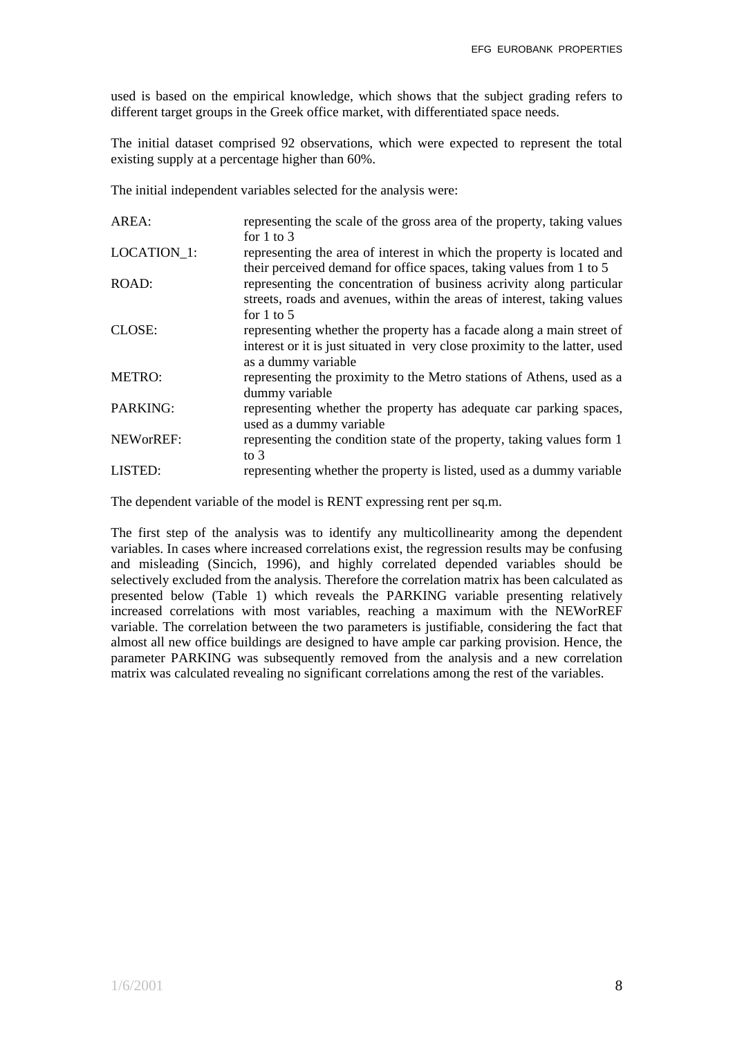used is based on the empirical knowledge, which shows that the subject grading refers to different target groups in the Greek office market, with differentiated space needs.

The initial dataset comprised 92 observations, which were expected to represent the total existing supply at a percentage higher than 60%.

The initial independent variables selected for the analysis were:

| | |
|---|---|
| AREA: | representing the scale of the gross area of the property, taking values for 1 to 3 |
| LOCATION_1: | representing the area of interest in which the property is located and their perceived demand for office spaces, taking values from 1 to 5 |
| ROAD: | representing the concentration of business acrivity along particular streets, roads and avenues, within the areas of interest, taking values for 1 to 5 |
| CLOSE: | representing whether the property has a facade along a main street of interest or it is just situated in very close proximity to the latter, used as a dummy variable |
| METRO: | representing the proximity to the Metro stations of Athens, used as a dummy variable |
| PARKING: | representing whether the property has adequate car parking spaces, used as a dummy variable |
| NEWorREF: | representing the condition state of the property, taking values form 1 to 3 |
| LISTED: | representing whether the property is listed, used as a dummy variable |

The dependent variable of the model is RENT expressing rent per sq.m.

The first step of the analysis was to identify any multicollinearity among the dependent variables. In cases where increased correlations exist, the regression results may be confusing and misleading (Sincich, 1996), and highly correlated depended variables should be selectively excluded from the analysis. Therefore the correlation matrix has been calculated as presented below (Table 1) which reveals the PARKING variable presenting relatively increased correlations with most variables, reaching a maximum with the NEWorREF variable. The correlation between the two parameters is justifiable, considering the fact that almost all new office buildings are designed to have ample car parking provision. Hence, the parameter PARKING was subsequently removed from the analysis and a new correlation matrix was calculated revealing no significant correlations among the rest of the variables.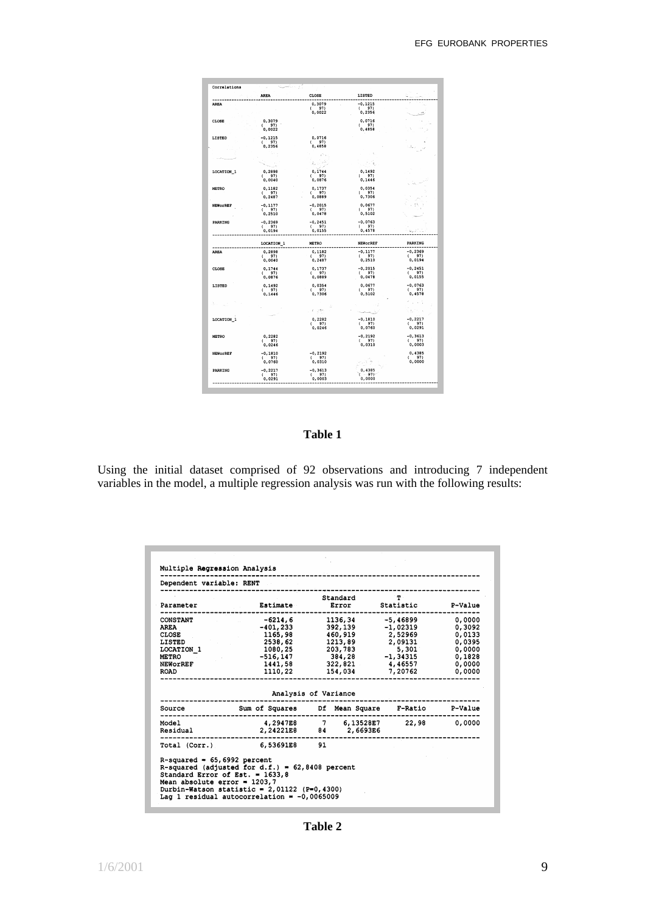Correlations

| | AREA | CLOSE | LISTED | |
|---|---|---|---|---|
| AREA | | 0,3079 ( 97) 0,0022 | -0,1215 ( 97) 0,2356 | |
| CLOSE | 0,3079 ( 97) 0,0022 | | 0,0716 ( 97) 0,4858 | |
| LISTED | -0,1215 ( 97) 0,2356 | 0,0716 ( 97) 0,4858 | | |
| LOCATION_1 | 0,2898 ( 97) 0,0040 | 0,1744 ( 97) 0,0876 | 0,1492 ( 97) 0,1446 | |
| METRO | 0,1182 ( 97) 0,2487 | 0,1737 ( 97) 0,0889 | 0,0354 ( 97) 0,7306 | |
| NEWorREF | -0,1177 ( 97) 0,2510 | -0,2015 ( 97) 0,0478 | 0,0677 ( 97) 0,5102 | |
| PARKING | -0,2369 ( 97) 0,0194 | -0,2451 ( 97) 0,0155 | -0,0763 ( 97) 0,4578 | |

| | LOCATION_1 | METRO | NEWorREF | PARKING |
|---|---|---|---|---|
| AREA | 0,2898 ( 97) 0,0040 | 0,1182 ( 97) 0,2487 | -0,1177 ( 97) 0,2510 | -0,2369 ( 97) 0,0194 |
| CLOSE | 0,1744 ( 97) 0,0876 | 0,1737 ( 97) 0,0889 | -0,2015 ( 97) 0,0478 | -0,2451 ( 97) 0,0155 |
| LISTED | 0,1492 ( 97) 0,1446 | 0,0354 ( 97) 0,7306 | 0,0677 ( 97) 0,5102 | -0,0763 ( 97) 0,4578 |
| LOCATION_1 | | 0,2282 ( 97) 0,0246 | -0,1810 ( 97) 0,0760 | -0,2217 ( 97) 0,0291 |
| METRO | 0,2282 ( 97) 0,0246 | | -0,2192 ( 97) 0,0310 | -0,3613 ( 97) 0,0003 |
| NEWorREF | -0,1810 ( 97) 0,0760 | -0,2192 ( 97) 0,0310 | | 0,4385 ( 97) 0,0000 |
| PARKING | -0,2217 ( 97) 0,0291 | -0,3613 ( 97) 0,0003 | 0,4385 ( 97) 0,0000 | |

**Table 1**

Using the initial dataset comprised of 92 observations and introducing 7 independent variables in the model, a multiple regression analysis was run with the following results:

Multiple Regression Analysis

Dependent variable: RENT

| Parameter | Estimate | Standard Error | T Statistic | P-Value |
|---|---|---|---|---|
| CONSTANT | -6214,6 | 1136,34 | -5,46899 | 0,0000 |
| AREA | -401,233 | 392,139 | -1,02319 | 0,3092 |
| CLOSE | 1165,98 | 460,919 | 2,52969 | 0,0133 |
| LISTED | 2538,62 | 1213,89 | 2,09131 | 0,0395 |
| LOCATION_1 | 1080,25 | 203,783 | 5,301 | 0,0000 |
| METRO | -516,147 | 384,28 | -1,34315 | 0,1828 |
| NEWorREF | 1441,58 | 322,821 | 4,46557 | 0,0000 |
| ROAD | 1110,22 | 154,034 | 7,20762 | 0,0000 |

Analysis of Variance

| Source | Sum of Squares | Df | Mean Square | F-Ratio | P-Value |
|---|---|---|---|---|---|
| Model | 4,2947E8 | 7 | 6,13528E7 | 22,98 | 0,0000 |
| Residual | 2,24221E8 | 84 | 2,6693E6 | | |
| Total (Corr.) | 6,53691E8 | 91 | | | |

R-squared = 65,6992 percent
R-squared (adjusted for d.f.) = 62,8408 percent
Standard Error of Est. = 1633,8
Mean absolute error = 1203,7
Durbin-Watson statistic = 2,01122 (P=0,4300)
Lag 1 residual autocorrelation = -0,0065009

**Table 2**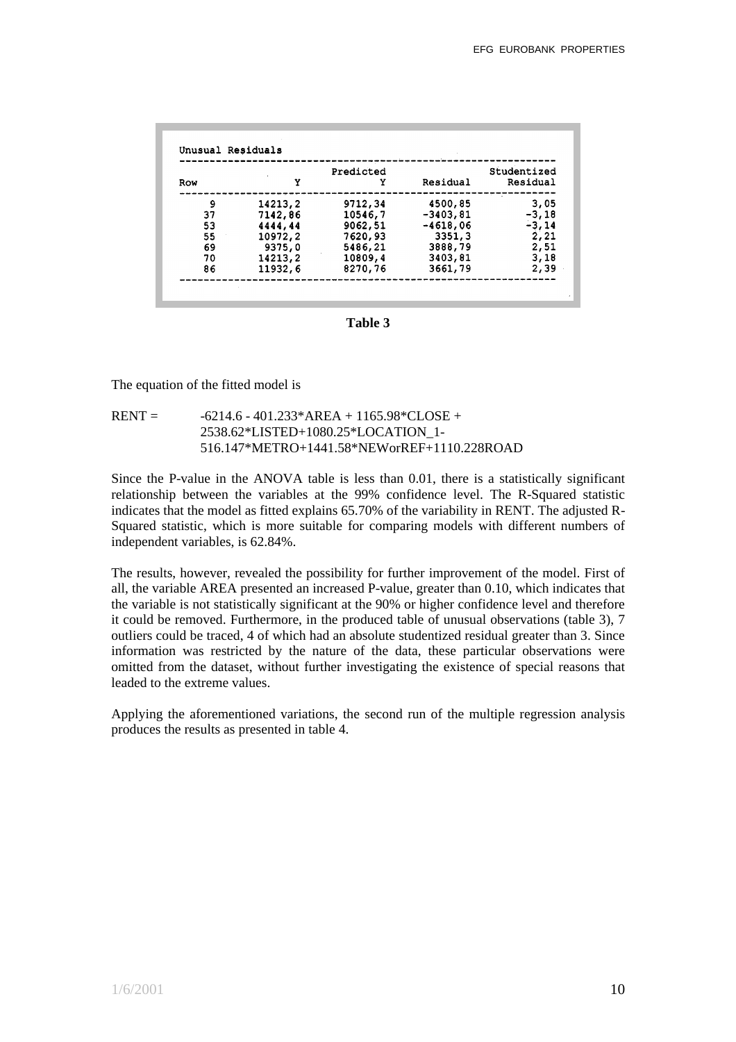Unusual Residuals

| Row | Y | Predicted Y | Residual | Studentized Residual |
|---|---|---|---|---|
| 9 | 14213,2 | 9712,34 | 4500,85 | 3,05 |
| 37 | 7142,86 | 10546,7 | -3403,81 | -3,18 |
| 53 | 4444,44 | 9062,51 | -4618,06 | -3,14 |
| 55 | 10972,2 | 7620,93 | 3351,3 | 2,21 |
| 69 | 9375,0 | 5486,21 | 3888,79 | 2,51 |
| 70 | 14213,2 | 10809,4 | 3403,81 | 3,18 |
| 86 | 11932,6 | 8270,76 | 3661,79 | 2,39 |

**Table 3**

The equation of the fitted model is

RENT = -6214.6 - 401.233*AREA + 1165.98*CLOSE + 2538.62*LISTED+1080.25*LOCATION_1-516.147*METRO+1441.58*NEWorREF+1110.228ROAD

Since the P-value in the ANOVA table is less than 0.01, there is a statistically significant relationship between the variables at the 99% confidence level. The R-Squared statistic indicates that the model as fitted explains 65.70% of the variability in RENT. The adjusted R-Squared statistic, which is more suitable for comparing models with different numbers of independent variables, is 62.84%.

The results, however, revealed the possibility for further improvement of the model. First of all, the variable AREA presented an increased P-value, greater than 0.10, which indicates that the variable is not statistically significant at the 90% or higher confidence level and therefore it could be removed. Furthermore, in the produced table of unusual observations (table 3), 7 outliers could be traced, 4 of which had an absolute studentized residual greater than 3. Since information was restricted by the nature of the data, these particular observations were omitted from the dataset, without further investigating the existence of special reasons that leaded to the extreme values.

Applying the aforementioned variations, the second run of the multiple regression analysis produces the results as presented in table 4.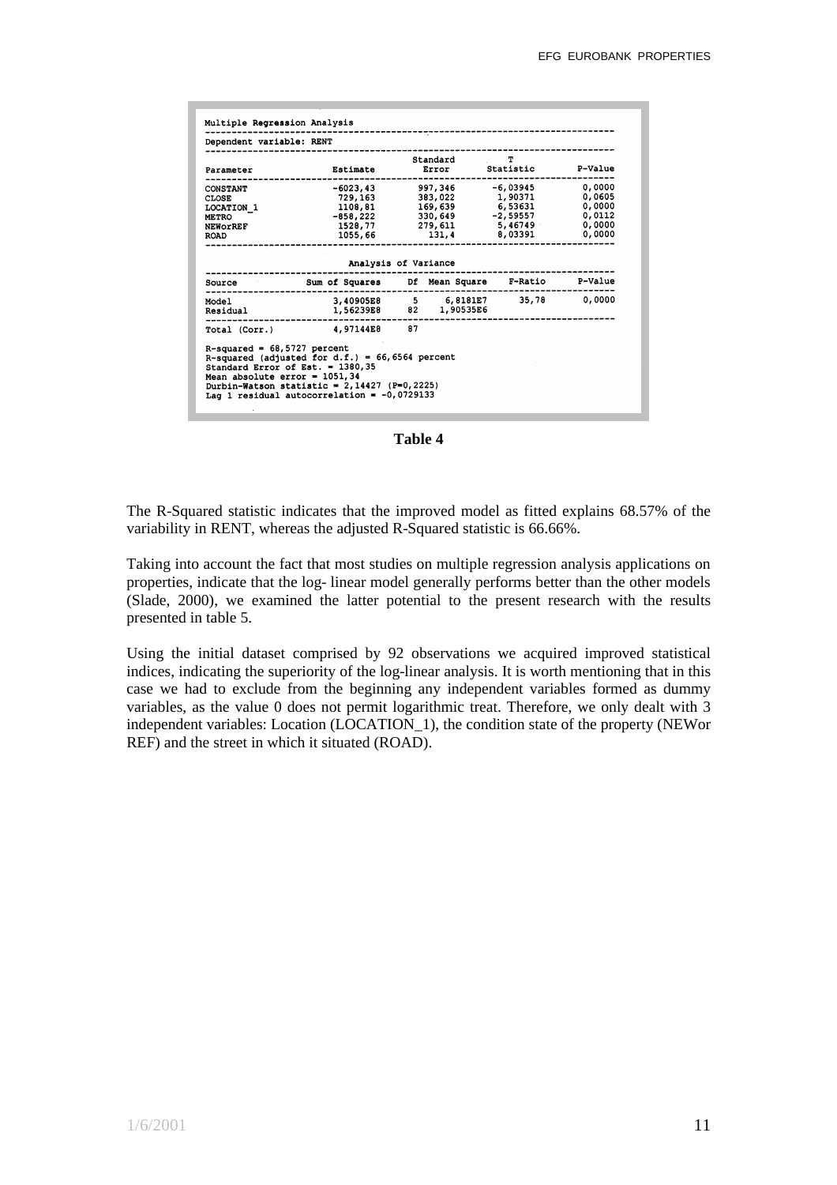**Multiple Regression Analysis**

Dependent variable: RENT

| Parameter | Estimate | Standard Error | T Statistic | P-Value |
|---|---|---|---|---|
| CONSTANT | -6023,43 | 997,346 | -6,03945 | 0,0000 |
| CLOSE | 729,163 | 383,022 | 1,90371 | 0,0605 |
| LOCATION_1 | 1108,81 | 169,639 | 6,53631 | 0,0000 |
| METRO | -858,222 | 330,649 | -2,59557 | 0,0112 |
| NEWorREF | 1528,77 | 279,611 | 5,46749 | 0,0000 |
| ROAD | 1055,66 | 131,4 | 8,03391 | 0,0000 |

Analysis of Variance

| Source | Sum of Squares | Df | Mean Square | F-Ratio | P-Value |
|---|---|---|---|---|---|
| Model | 3,40905E8 | 5 | 6,8181E7 | 35,78 | 0,0000 |
| Residual | 1,56239E8 | 82 | 1,90535E6 | | |
| Total (Corr.) | 4,97144E8 | 87 | | | |

R-squared = 68,5727 percent
R-squared (adjusted for d.f.) = 66,6564 percent
Standard Error of Est. = 1380,35
Mean absolute error = 1051,34
Durbin-Watson statistic = 2,14427 (P=0,2225)
Lag 1 residual autocorrelation = -0,0729133

**Table 4**

The R-Squared statistic indicates that the improved model as fitted explains 68.57% of the variability in RENT, whereas the adjusted R-Squared statistic is 66.66%.

Taking into account the fact that most studies on multiple regression analysis applications on properties, indicate that the log- linear model generally performs better than the other models (Slade, 2000), we examined the latter potential to the present research with the results presented in table 5.

Using the initial dataset comprised by 92 observations we acquired improved statistical indices, indicating the superiority of the log-linear analysis. It is worth mentioning that in this case we had to exclude from the beginning any independent variables formed as dummy variables, as the value 0 does not permit logarithmic treat. Therefore, we only dealt with 3 independent variables: Location (LOCATION_1), the condition state of the property (NEWor REF) and the street in which it situated (ROAD).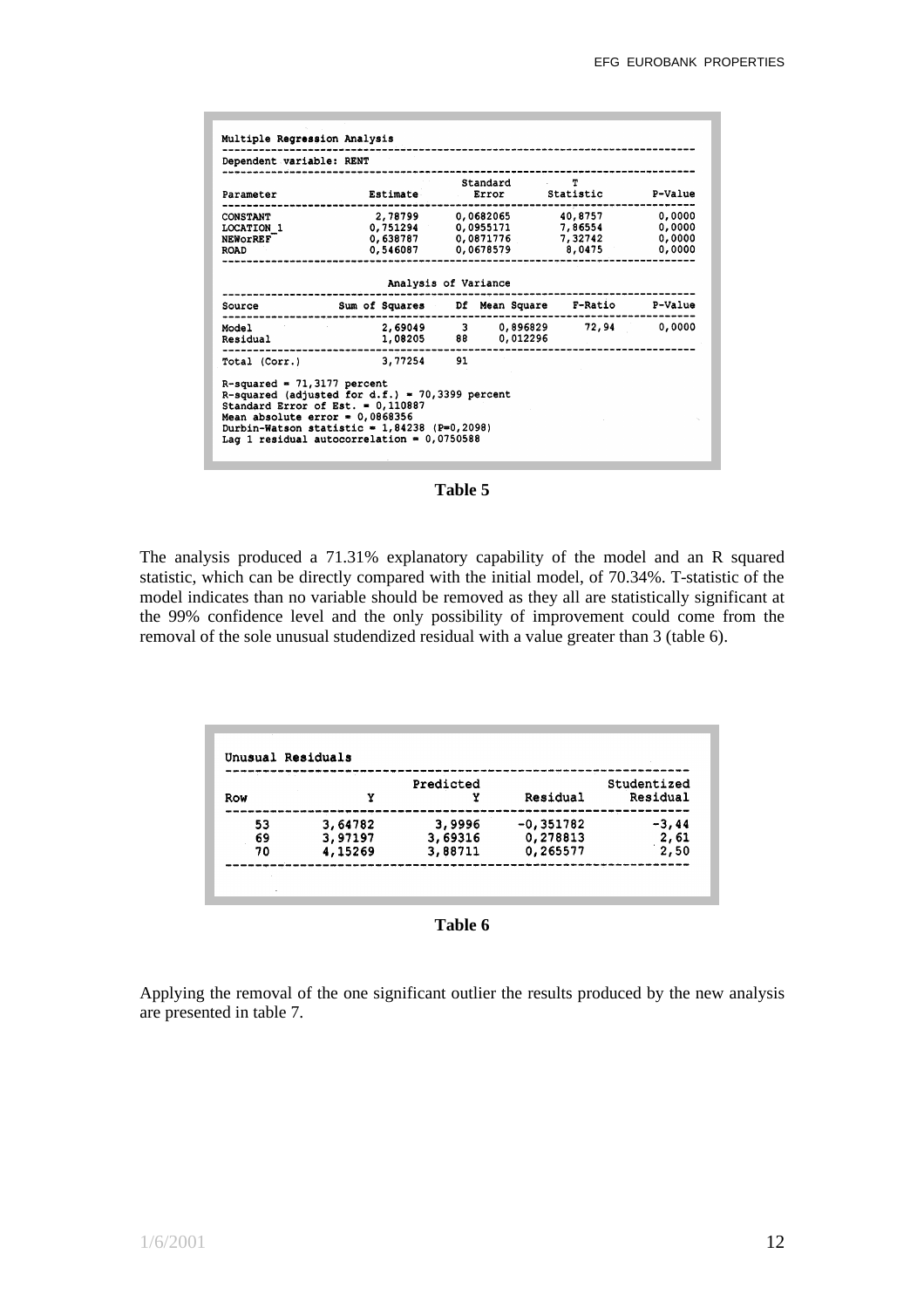**Multiple Regression Analysis**

Dependent variable: RENT

| Parameter | Estimate | Standard Error | T Statistic | P-Value |
|---|---|---|---|---|
| CONSTANT | 2,78799 | 0,0682065 | 40,8757 | 0,0000 |
| LOCATION_1 | 0,751294 | 0,0955171 | 7,86554 | 0,0000 |
| NEWorREF | 0,638787 | 0,0871776 | 7,32742 | 0,0000 |
| ROAD | 0,546087 | 0,0678579 | 8,0475 | 0,0000 |

Analysis of Variance

| Source | Sum of Squares | Df | Mean Square | F-Ratio | P-Value |
|---|---|---|---|---|---|
| Model | 2,69049 | 3 | 0,896829 | 72,94 | 0,0000 |
| Residual | 1,08205 | 88 | 0,012296 | | |
| Total (Corr.) | 3,77254 | 91 | | | |

R-squared = 71,3177 percent
R-squared (adjusted for d.f.) = 70,3399 percent
Standard Error of Est. = 0,110887
Mean absolute error = 0,0868356
Durbin-Watson statistic = 1,84238 (P=0,2098)
Lag 1 residual autocorrelation = 0,0750588

**Table 5**

The analysis produced a 71.31% explanatory capability of the model and an R squared statistic, which can be directly compared with the initial model, of 70.34%. T-statistic of the model indicates than no variable should be removed as they all are statistically significant at the 99% confidence level and the only possibility of improvement could come from the removal of the sole unusual studendized residual with a value greater than 3 (table 6).

**Unusual Residuals**

| Row | Y | Predicted Y | Residual | Studentized Residual |
|---|---|---|---|---|
| 53 | 3,64782 | 3,9996 | -0,351782 | -3,44 |
| 69 | 3,97197 | 3,69316 | 0,278813 | 2,61 |
| 70 | 4,15269 | 3,88711 | 0,265577 | 2,50 |

**Table 6**

Applying the removal of the one significant outlier the results produced by the new analysis are presented in table 7.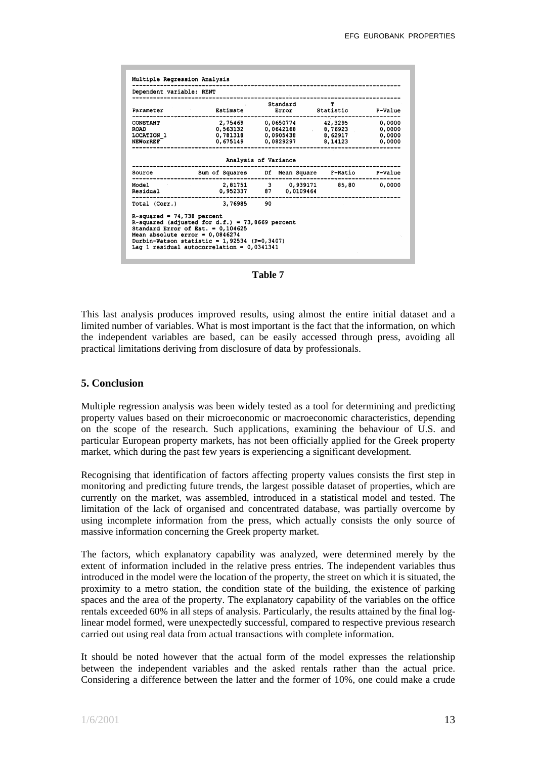Multiple Regression Analysis

Dependent variable: RENT

| Parameter | Estimate | Standard Error | T Statistic | P-Value |
|---|---|---|---|---|
| CONSTANT | 2,75469 | 0,0650774 | 42,3295 | 0,0000 |
| ROAD | 0,563132 | 0,0642168 | 8,76923 | 0,0000 |
| LOCATION_1 | 0,781318 | 0,0905438 | 8,62917 | 0,0000 |
| NEWorREF | 0,675149 | 0,0829297 | 8,14123 | 0,0000 |

Analysis of Variance

| Source | Sum of Squares | Df | Mean Square | F-Ratio | P-Value |
|---|---|---|---|---|---|
| Model | 2,81751 | 3 | 0,939171 | 85,80 | 0,0000 |
| Residual | 0,952337 | 87 | 0,0109464 | | |
| Total (Corr.) | 3,76985 | 90 | | | |

R-squared = 74,738 percent
R-squared (adjusted for d.f.) = 73,8669 percent
Standard Error of Est. = 0,104625
Mean absolute error = 0,0846274
Durbin-Watson statistic = 1,92534 (P=0,3407)
Lag 1 residual autocorrelation = 0,0341341

**Table 7**

This last analysis produces improved results, using almost the entire initial dataset and a limited number of variables. What is most important is the fact that the information, on which the independent variables are based, can be easily accessed through press, avoiding all practical limitations deriving from disclosure of data by professionals.

## 5. Conclusion

Multiple regression analysis was been widely tested as a tool for determining and predicting property values based on their microeconomic or macroeconomic characteristics, depending on the scope of the research. Such applications, examining the behaviour of U.S. and particular European property markets, has not been officially applied for the Greek property market, which during the past few years is experiencing a significant development.

Recognising that identification of factors affecting property values consists the first step in monitoring and predicting future trends, the largest possible dataset of properties, which are currently on the market, was assembled, introduced in a statistical model and tested. The limitation of the lack of organised and concentrated database, was partially overcome by using incomplete information from the press, which actually consists the only source of massive information concerning the Greek property market.

The factors, which explanatory capability was analyzed, were determined merely by the extent of information included in the relative press entries. The independent variables thus introduced in the model were the location of the property, the street on which it is situated, the proximity to a metro station, the condition state of the building, the existence of parking spaces and the area of the property. The explanatory capability of the variables on the office rentals exceeded 60% in all steps of analysis. Particularly, the results attained by the final log-linear model formed, were unexpectedly successful, compared to respective previous research carried out using real data from actual transactions with complete information.

It should be noted however that the actual form of the model expresses the relationship between the independent variables and the asked rentals rather than the actual price. Considering a difference between the latter and the former of 10%, one could make a crude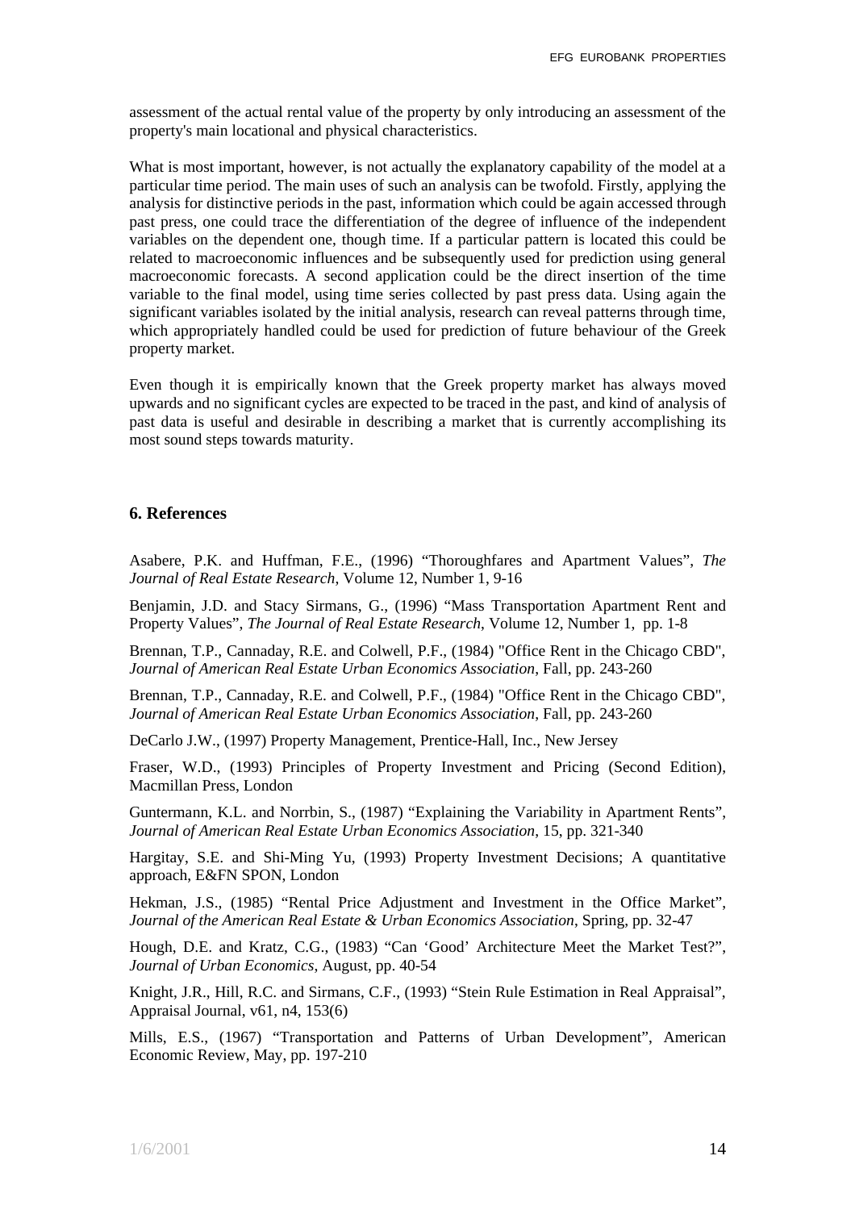assessment of the actual rental value of the property by only introducing an assessment of the property's main locational and physical characteristics.

What is most important, however, is not actually the explanatory capability of the model at a particular time period. The main uses of such an analysis can be twofold. Firstly, applying the analysis for distinctive periods in the past, information which could be again accessed through past press, one could trace the differentiation of the degree of influence of the independent variables on the dependent one, though time. If a particular pattern is located this could be related to macroeconomic influences and be subsequently used for prediction using general macroeconomic forecasts. A second application could be the direct insertion of the time variable to the final model, using time series collected by past press data. Using again the significant variables isolated by the initial analysis, research can reveal patterns through time, which appropriately handled could be used for prediction of future behaviour of the Greek property market.

Even though it is empirically known that the Greek property market has always moved upwards and no significant cycles are expected to be traced in the past, and kind of analysis of past data is useful and desirable in describing a market that is currently accomplishing its most sound steps towards maturity.

## 6. References

Asabere, P.K. and Huffman, F.E., (1996) "Thoroughfares and Apartment Values", *The Journal of Real Estate Research*, Volume 12, Number 1, 9-16

Benjamin, J.D. and Stacy Sirmans, G., (1996) "Mass Transportation Apartment Rent and Property Values", *The Journal of Real Estate Research*, Volume 12, Number 1, pp. 1-8

Brennan, T.P., Cannaday, R.E. and Colwell, P.F., (1984) "Office Rent in the Chicago CBD", *Journal of American Real Estate Urban Economics Association*, Fall, pp. 243-260

Brennan, T.P., Cannaday, R.E. and Colwell, P.F., (1984) "Office Rent in the Chicago CBD", *Journal of American Real Estate Urban Economics Association*, Fall, pp. 243-260

DeCarlo J.W., (1997) Property Management, Prentice-Hall, Inc., New Jersey

Fraser, W.D., (1993) Principles of Property Investment and Pricing (Second Edition), Macmillan Press, London

Guntermann, K.L. and Norrbin, S., (1987) "Explaining the Variability in Apartment Rents", *Journal of American Real Estate Urban Economics Association*, 15, pp. 321-340

Hargitay, S.E. and Shi-Ming Yu, (1993) Property Investment Decisions; A quantitative approach, E&FN SPON, London

Hekman, J.S., (1985) "Rental Price Adjustment and Investment in the Office Market", *Journal of the American Real Estate & Urban Economics Association*, Spring, pp. 32-47

Hough, D.E. and Kratz, C.G., (1983) "Can 'Good' Architecture Meet the Market Test?", *Journal of Urban Economics*, August, pp. 40-54

Knight, J.R., Hill, R.C. and Sirmans, C.F., (1993) "Stein Rule Estimation in Real Appraisal", Appraisal Journal, v61, n4, 153(6)

Mills, E.S., (1967) "Transportation and Patterns of Urban Development", American Economic Review, May, pp. 197-210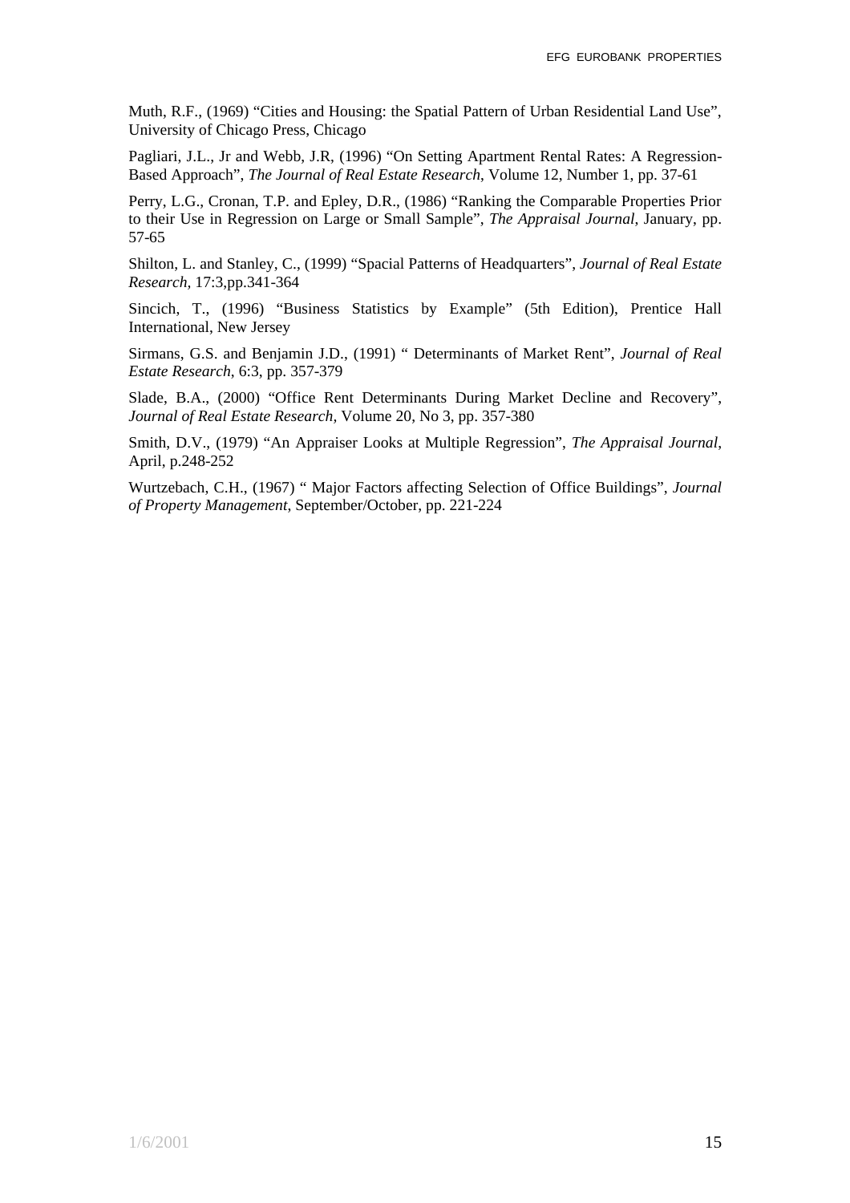Muth, R.F., (1969) "Cities and Housing: the Spatial Pattern of Urban Residential Land Use", University of Chicago Press, Chicago

Pagliari, J.L., Jr and Webb, J.R, (1996) "On Setting Apartment Rental Rates: A Regression-Based Approach", *The Journal of Real Estate Research*, Volume 12, Number 1, pp. 37-61

Perry, L.G., Cronan, T.P. and Epley, D.R., (1986) "Ranking the Comparable Properties Prior to their Use in Regression on Large or Small Sample", *The Appraisal Journal*, January, pp. 57-65

Shilton, L. and Stanley, C., (1999) "Spacial Patterns of Headquarters", *Journal of Real Estate Research,* 17:3,pp.341-364

Sincich, T., (1996) "Business Statistics by Example" (5th Edition), Prentice Hall International, New Jersey

Sirmans, G.S. and Benjamin J.D., (1991) " Determinants of Market Rent", *Journal of Real Estate Research*, 6:3, pp. 357-379

Slade, B.A., (2000) "Office Rent Determinants During Market Decline and Recovery", *Journal of Real Estate Research,* Volume 20, No 3, pp. 357-380

Smith, D.V., (1979) "An Appraiser Looks at Multiple Regression", *The Appraisal Journal*, April, p.248-252

Wurtzebach, C.H., (1967) " Major Factors affecting Selection of Office Buildings", *Journal of Property Management*, September/October, pp. 221-224